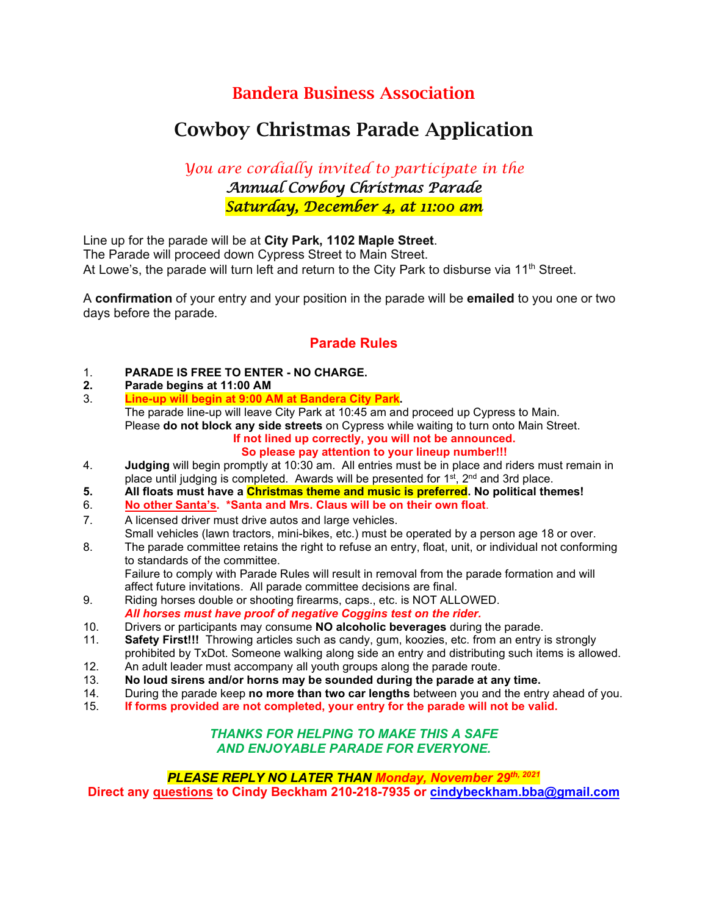# Bandera Business Association

# Cowboy Christmas Parade Application

*You are cordially invited to participate in the*
***Annual Cowboy Christmas Parade***
***Saturday, December 4, at 11:00 am***

Line up for the parade will be at **City Park, 1102 Maple Street**.
The Parade will proceed down Cypress Street to Main Street.
At Lowe's, the parade will turn left and return to the City Park to disburse via 11th Street.

A **confirmation** of your entry and your position in the parade will be **emailed** to you one or two days before the parade.

## Parade Rules

1. **PARADE IS FREE TO ENTER - NO CHARGE.**
2. **Parade begins at 11:00 AM**
3. **Line-up will begin at 9:00 AM at Bandera City Park.**
   The parade line-up will leave City Park at 10:45 am and proceed up Cypress to Main.
   Please **do not block any side streets** on Cypress while waiting to turn onto Main Street.
   **If not lined up correctly, you will not be announced.**
   **So please pay attention to your lineup number!!!**
4. **Judging** will begin promptly at 10:30 am. All entries must be in place and riders must remain in place until judging is completed. Awards will be presented for 1st, 2nd and 3rd place.
5. **All floats must have a Christmas theme and music is preferred. No political themes!**
6. **No other Santa's. \*Santa and Mrs. Claus will be on their own float.**
7. A licensed driver must drive autos and large vehicles.
   Small vehicles (lawn tractors, mini-bikes, etc.) must be operated by a person age 18 or over.
8. The parade committee retains the right to refuse an entry, float, unit, or individual not conforming to standards of the committee.
   Failure to comply with Parade Rules will result in removal from the parade formation and will affect future invitations. All parade committee decisions are final.
9. Riding horses double or shooting firearms, caps., etc. is NOT ALLOWED.
   ***All horses must have proof of negative Coggins test on the rider.***
10. Drivers or participants may consume **NO alcoholic beverages** during the parade.
11. **Safety First!!!** Throwing articles such as candy, gum, koozies, etc. from an entry is strongly prohibited by TxDot. Someone walking along side an entry and distributing such items is allowed.
12. An adult leader must accompany all youth groups along the parade route.
13. **No loud sirens and/or horns may be sounded during the parade at any time.**
14. During the parade keep **no more than two car lengths** between you and the entry ahead of you.
15. **If forms provided are not completed, your entry for the parade will not be valid.**

***THANKS FOR HELPING TO MAKE THIS A SAFE AND ENJOYABLE PARADE FOR EVERYONE.***

***PLEASE REPLY NO LATER THAN Monday, November 29th, 2021***

**Direct any questions to Cindy Beckham 210-218-7935 or cindybeckham.bba@gmail.com**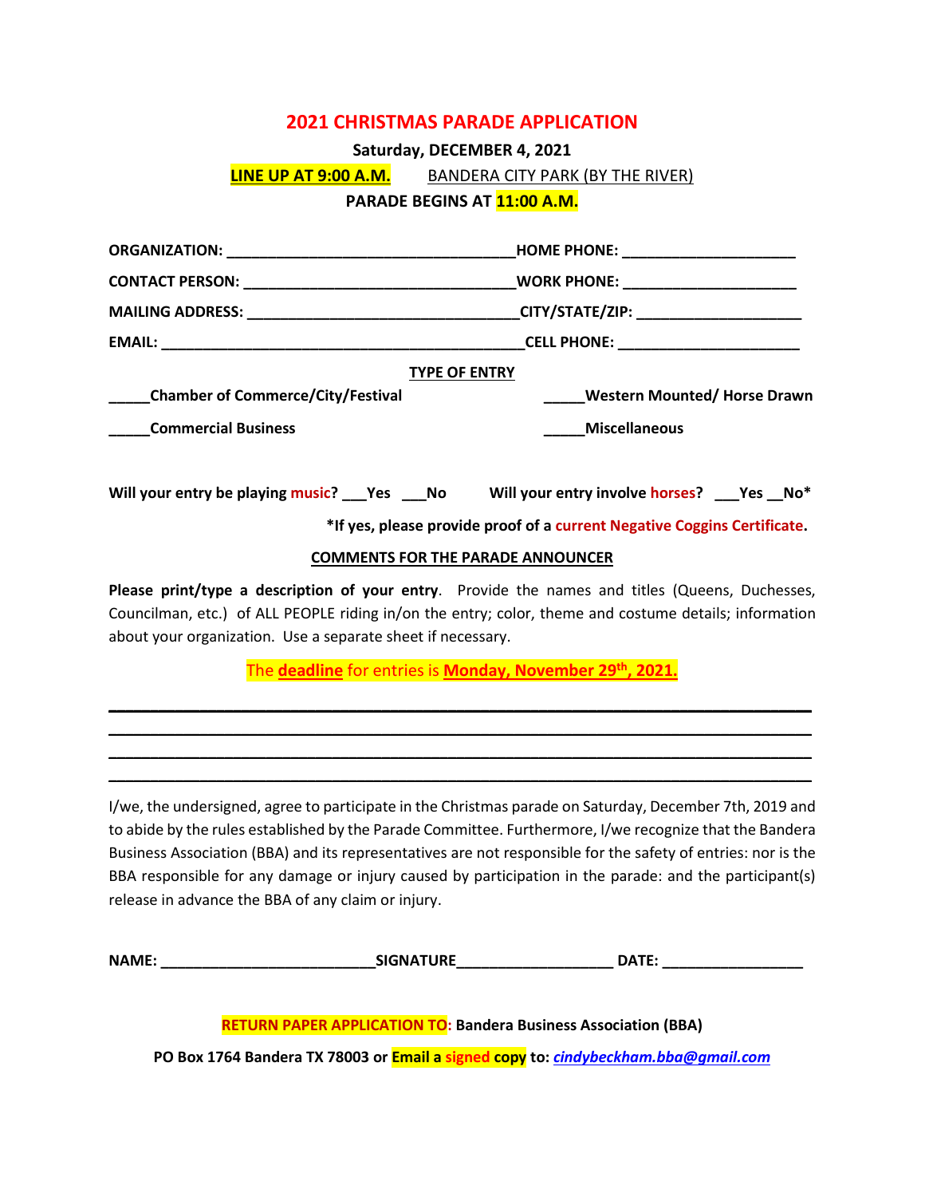# 2021 CHRISTMAS PARADE APPLICATION

**Saturday, DECEMBER 4, 2021**

**LINE UP AT 9:00 A.M.** BANDERA CITY PARK (BY THE RIVER)

**PARADE BEGINS AT 11:00 A.M.**

**ORGANIZATION:** ________________________________ **HOME PHONE:** ____________________

**CONTACT PERSON:** ______________________________ **WORK PHONE:** ____________________

**MAILING ADDRESS:** ______________________________ **CITY/STATE/ZIP:** __________________

**EMAIL:** __________________________________________ **CELL PHONE:** ____________________

**TYPE OF ENTRY**

_____**Chamber of Commerce/City/Festival** _____**Western Mounted/ Horse Drawn**

_____**Commercial Business** _____**Miscellaneous**

**Will your entry be playing music? ___Yes ___No** **Will your entry involve horses? ___Yes __No***

***If yes, please provide proof of a current Negative Coggins Certificate.**

**COMMENTS FOR THE PARADE ANNOUNCER**

**Please print/type a description of your entry**. Provide the names and titles (Queens, Duchesses, Councilman, etc.) of ALL PEOPLE riding in/on the entry; color, theme and costume details; information about your organization. Use a separate sheet if necessary.

The **deadline** for entries is **Monday, November 29th, 2021.**

______________________________________________________________________________

______________________________________________________________________________

______________________________________________________________________________

______________________________________________________________________________

I/we, the undersigned, agree to participate in the Christmas parade on Saturday, December 7th, 2019 and to abide by the rules established by the Parade Committee. Furthermore, I/we recognize that the Bandera Business Association (BBA) and its representatives are not responsible for the safety of entries: nor is the BBA responsible for any damage or injury caused by participation in the parade: and the participant(s) release in advance the BBA of any claim or injury.

**NAME:** ________________________ **SIGNATURE** __________________ **DATE:** ________________

**RETURN PAPER APPLICATION TO: Bandera Business Association (BBA)**

**PO Box 1764 Bandera TX 78003 or Email a signed copy to:** ***cindybeckham.bba@gmail.com***